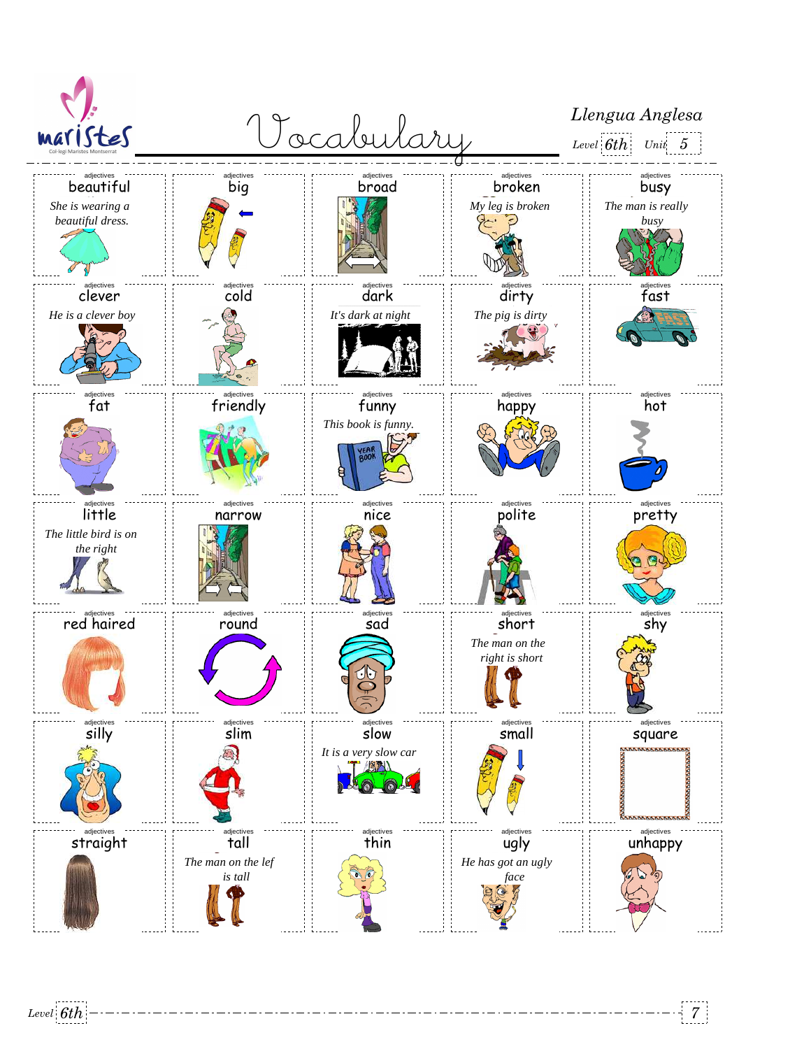maristes

Col·legi Maristes Montserrat

# Vocabulary

*Llengua Anglesa*

*Level* 6th *Unit* 5

| | | | | |
|---|---|---|---|---|
| adjectives<br>**beautiful**<br>*She is wearing a beautiful dress.* | adjectives<br>**big** | adjectives<br>**broad** | adjectives<br>**broken**<br>*My leg is broken* | adjectives<br>**busy**<br>*The man is really busy* |
| adjectives<br>**clever**<br>*He is a clever boy* | adjectives<br>**cold** | adjectives<br>**dark**<br>*It's dark at night* | adjectives<br>**dirty**<br>*The pig is dirty* | adjectives<br>**fast** |
| adjectives<br>**fat** | adjectives<br>**friendly** | adjectives<br>**funny**<br>*This book is funny.* | adjectives<br>**happy** | adjectives<br>**hot** |
| adjectives<br>**little**<br>*The little bird is on the right* | adjectives<br>**narrow** | adjectives<br>**nice** | adjectives<br>**polite** | adjectives<br>**pretty** |
| adjectives<br>**red haired** | adjectives<br>**round** | adjectives<br>**sad** | adjectives<br>**short**<br>*The man on the right is short* | adjectives<br>**shy** |
| adjectives<br>**silly** | adjectives<br>**slim** | adjectives<br>**slow**<br>*It is a very slow car* | adjectives<br>**small** | adjectives<br>**square** |
| adjectives<br>**straight** | adjectives<br>**tall**<br>*The man on the lef is tall* | adjectives<br>**thin** | adjectives<br>**ugly**<br>*He has got an ugly face* | adjectives<br>**unhappy** |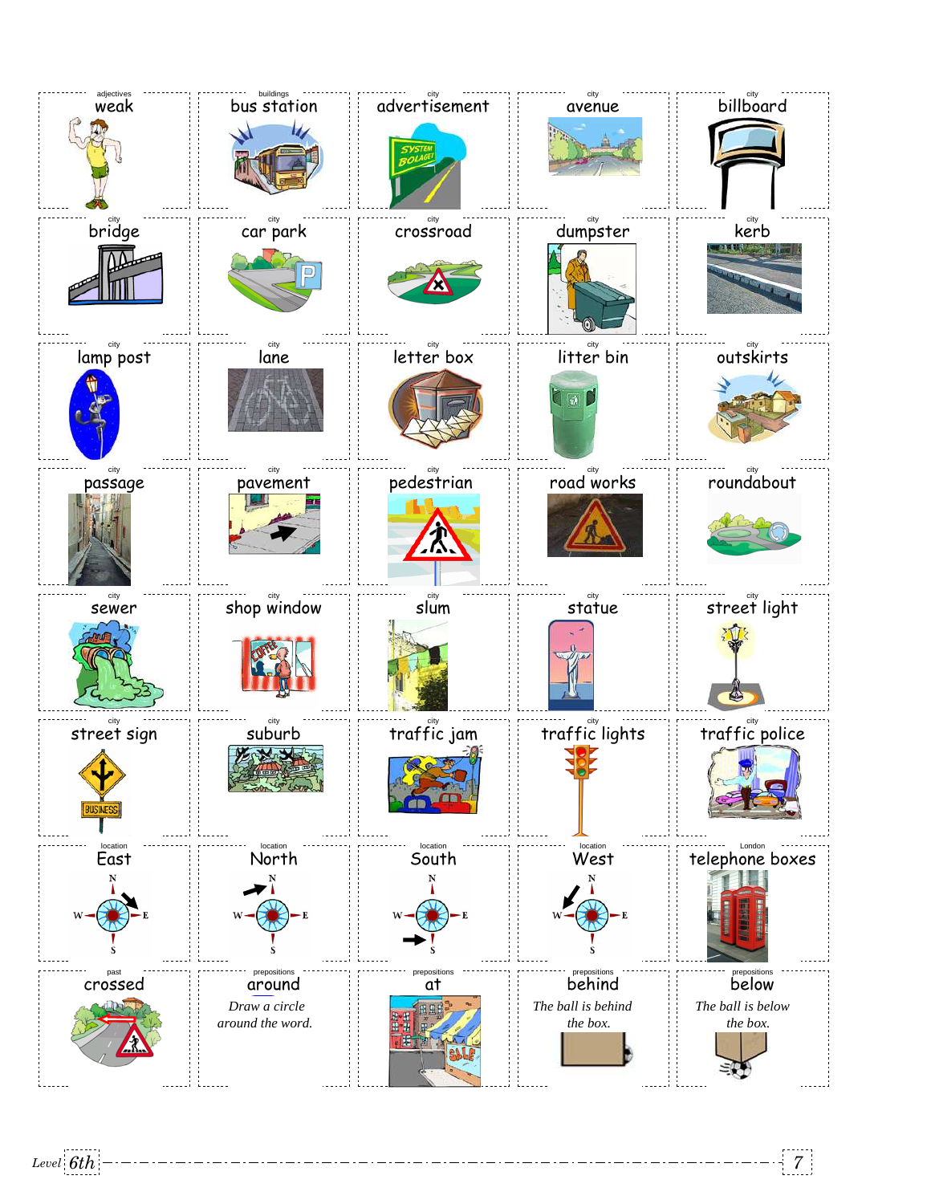| | | | | |
|---|---|---|---|---|
| adjectives<br>weak | buildings<br>bus station | city<br>advertisement | city<br>avenue | city<br>billboard |
| city<br>bridge | city<br>car park | city<br>crossroad | city<br>dumpster | city<br>kerb |
| city<br>lamp post | city<br>lane | city<br>letter box | city<br>litter bin | city<br>outskirts |
| city<br>passage | city<br>pavement | city<br>pedestrian | city<br>road works | city<br>roundabout |
| city<br>sewer | city<br>shop window | city<br>slum | city<br>statue | city<br>street light |
| city<br>street sign | city<br>suburb | city<br>traffic jam | city<br>traffic lights | city<br>traffic police |
| location<br>East | location<br>North | location<br>South | location<br>West | London<br>telephone boxes |
| past<br>crossed | prepositions<br>around<br>*Draw a circle around the word.* | prepositions<br>at | prepositions<br>behind<br>*The ball is behind the box.* | prepositions<br>below<br>*The ball is below the box.* |

*Level* 6th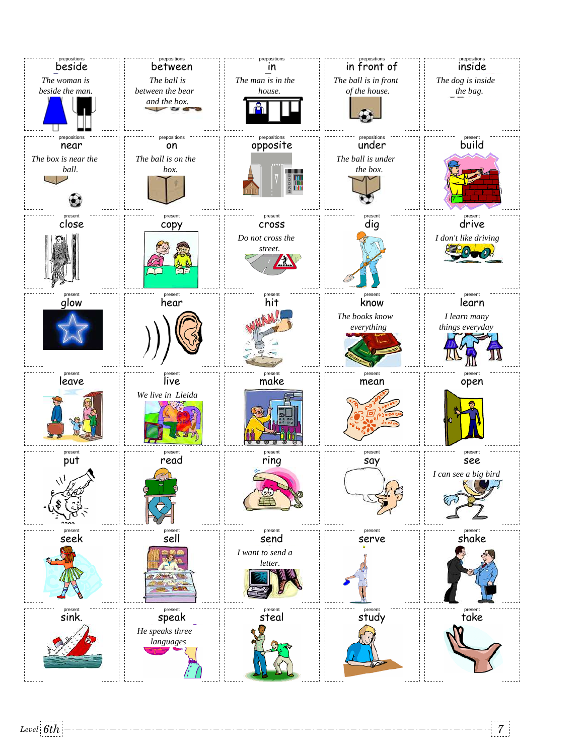| | | | | |
|---|---|---|---|---|
| prepositions **beside** *The woman is beside the man.* | prepositions **between** *The ball is between the bear and the box.* | prepositions **in** *The man is in the house.* | prepositions **in front of** *The ball is in front of the house.* | prepositions **inside** *The dog is inside the bag.* |
| prepositions **near** *The box is near the ball.* | prepositions **on** *The ball is on the box.* | prepositions **opposite** | prepositions **under** *The ball is under the box.* | present **build** |
| present **close** | present **copy** | present **cross** *Do not cross the street.* | present **dig** | present **drive** *I don't like driving* |
| present **glow** | present **hear** | present **hit** | present **know** *The books know everything* | present **learn** *I learn many things everyday* |
| present **leave** | present **live** *We live in Lleida* | present **make** | present **mean** | present **open** |
| present **put** | present **read** | present **ring** | present **say** | present **see** *I can see a big bird* |
| present **seek** | present **sell** | present **send** *I want to send a letter.* | present **serve** | present **shake** |
| present **sink.** | present **speak** *He speaks three languages* | present **steal** | present **study** | present **take** |

Level 6th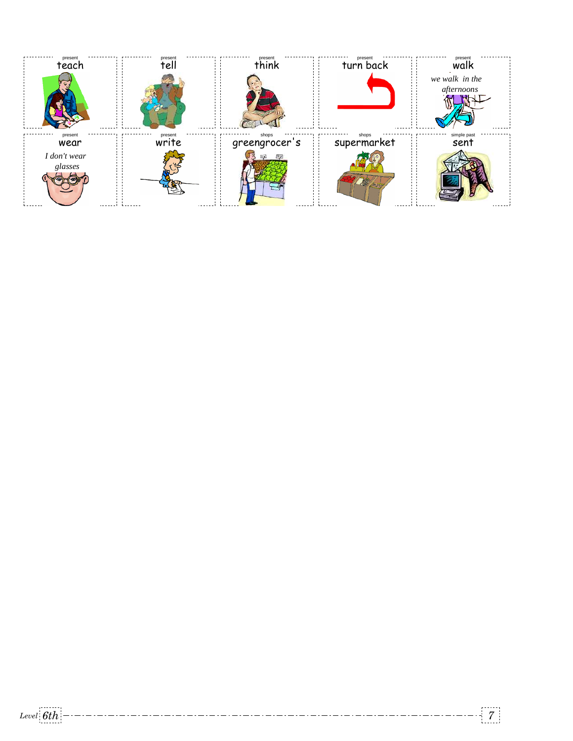| | | | | |
|---|---|---|---|---|
| present<br>teach | present<br>tell | present<br>think | present<br>turn back | present<br>walk<br>*we walk in the afternoons* |
| present<br>wear<br>*I don't wear glasses* | present<br>write | shops<br>greengrocer's | shops<br>supermarket | simple past<br>sent |